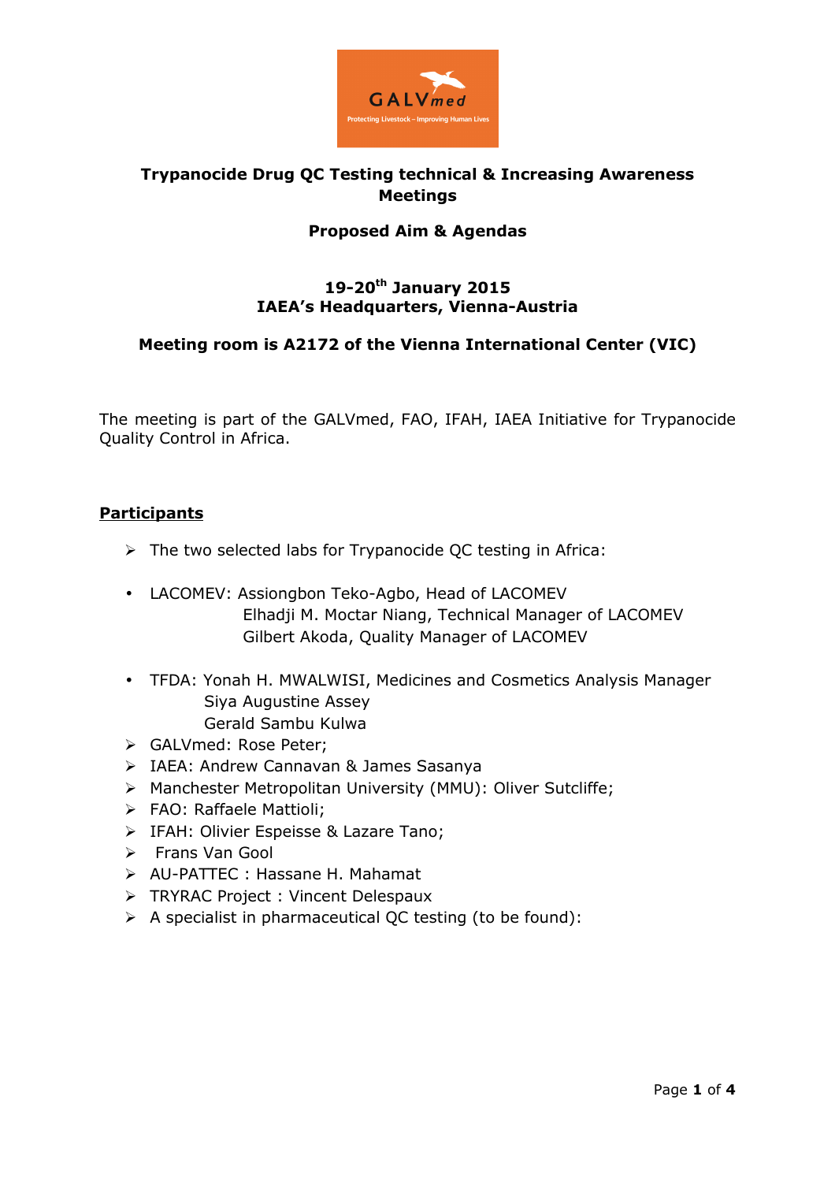**Trypanocide Drug QC Testing technical & Increasing Awareness Meetings**

**Proposed Aim & Agendas**

**19-20th January 2015**
**IAEA's Headquarters, Vienna-Austria**

**Meeting room is A2172 of the Vienna International Center (VIC)**

The meeting is part of the GALVmed, FAO, IFAH, IAEA Initiative for Trypanocide Quality Control in Africa.

## Participants

- The two selected labs for Trypanocide QC testing in Africa:

- LACOMEV: Assiongbon Teko-Agbo, Head of LACOMEV
  Elhadji M. Moctar Niang, Technical Manager of LACOMEV
  Gilbert Akoda, Quality Manager of LACOMEV

- TFDA: Yonah H. MWALWISI, Medicines and Cosmetics Analysis Manager
  Siya Augustine Assey
  Gerald Sambu Kulwa

- GALVmed: Rose Peter;
- IAEA: Andrew Cannavan & James Sasanya
- Manchester Metropolitan University (MMU): Oliver Sutcliffe;
- FAO: Raffaele Mattioli;
- IFAH: Olivier Espeisse & Lazare Tano;
- Frans Van Gool
- AU-PATTEC : Hassane H. Mahamat
- TRYRAC Project : Vincent Delespaux
- A specialist in pharmaceutical QC testing (to be found):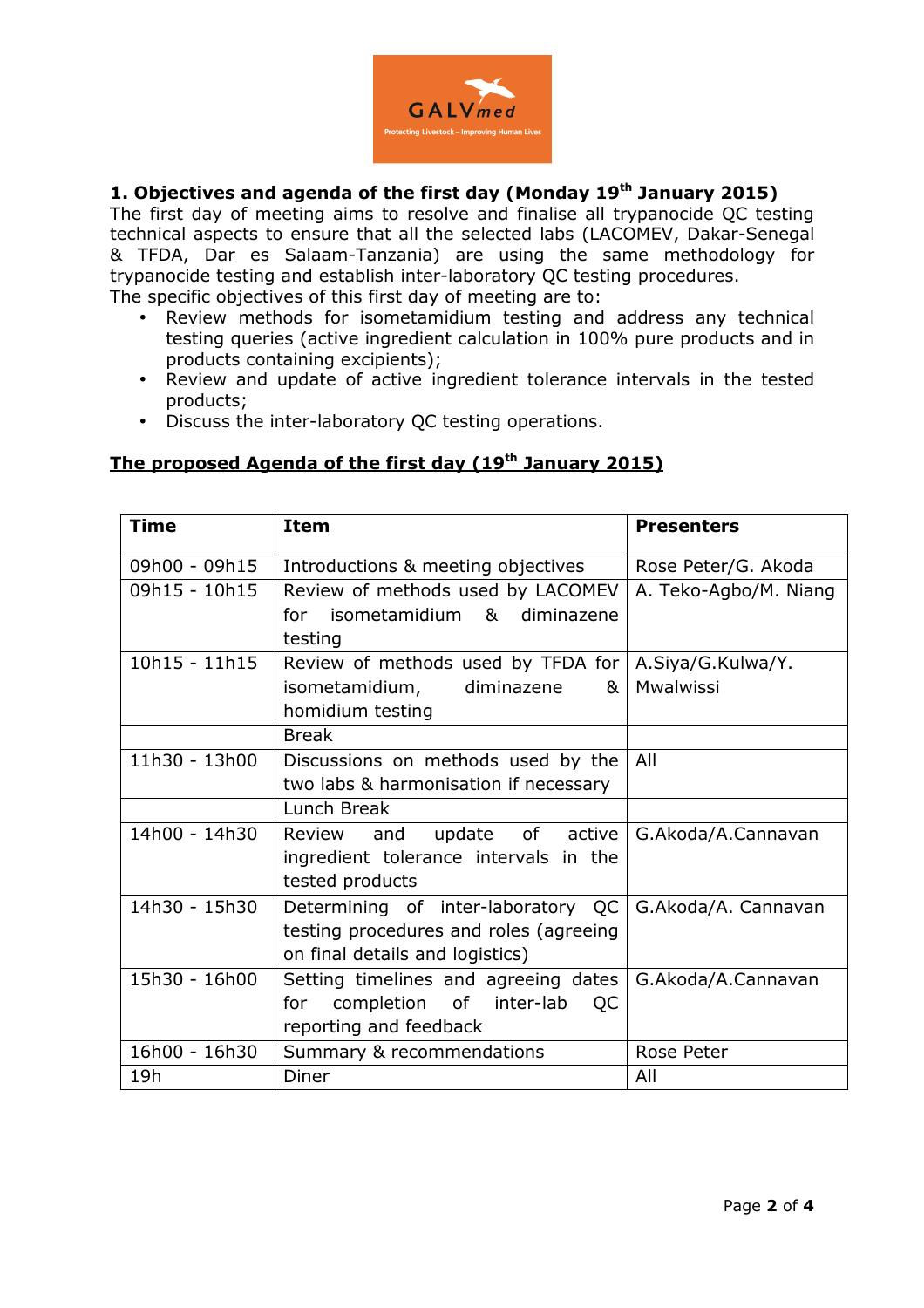## 1. Objectives and agenda of the first day (Monday 19th January 2015)

The first day of meeting aims to resolve and finalise all trypanocide QC testing technical aspects to ensure that all the selected labs (LACOMEV, Dakar-Senegal & TFDA, Dar es Salaam-Tanzania) are using the same methodology for trypanocide testing and establish inter-laboratory QC testing procedures.

The specific objectives of this first day of meeting are to:

- Review methods for isometamidium testing and address any technical testing queries (active ingredient calculation in 100% pure products and in products containing excipients);
- Review and update of active ingredient tolerance intervals in the tested products;
- Discuss the inter-laboratory QC testing operations.

**<u>The proposed Agenda of the first day (19th January 2015)</u>**

| Time | Item | Presenters |
|---|---|---|
| 09h00 - 09h15 | Introductions & meeting objectives | Rose Peter/G. Akoda |
| 09h15 - 10h15 | Review of methods used by LACOMEV for isometamidium & diminazene testing | A. Teko-Agbo/M. Niang |
| 10h15 - 11h15 | Review of methods used by TFDA for isometamidium, diminazene & homidium testing | A.Siya/G.Kulwa/Y. Mwalwissi |
| | Break | |
| 11h30 - 13h00 | Discussions on methods used by the two labs & harmonisation if necessary | All |
| | Lunch Break | |
| 14h00 - 14h30 | Review and update of active ingredient tolerance intervals in the tested products | G.Akoda/A.Cannavan |
| 14h30 - 15h30 | Determining of inter-laboratory QC testing procedures and roles (agreeing on final details and logistics) | G.Akoda/A. Cannavan |
| 15h30 - 16h00 | Setting timelines and agreeing dates for completion of inter-lab QC reporting and feedback | G.Akoda/A.Cannavan |
| 16h00 - 16h30 | Summary & recommendations | Rose Peter |
| 19h | Diner | All |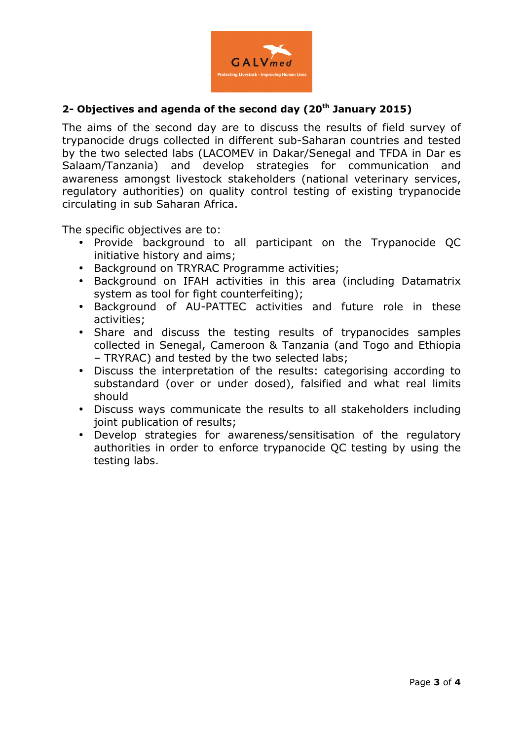## 2- Objectives and agenda of the second day (20th January 2015)

The aims of the second day are to discuss the results of field survey of trypanocide drugs collected in different sub-Saharan countries and tested by the two selected labs (LACOMEV in Dakar/Senegal and TFDA in Dar es Salaam/Tanzania) and develop strategies for communication and awareness amongst livestock stakeholders (national veterinary services, regulatory authorities) on quality control testing of existing trypanocide circulating in sub Saharan Africa.

The specific objectives are to:

- Provide background to all participant on the Trypanocide QC initiative history and aims;
- Background on TRYRAC Programme activities;
- Background on IFAH activities in this area (including Datamatrix system as tool for fight counterfeiting);
- Background of AU-PATTEC activities and future role in these activities;
- Share and discuss the testing results of trypanocides samples collected in Senegal, Cameroon & Tanzania (and Togo and Ethiopia – TRYRAC) and tested by the two selected labs;
- Discuss the interpretation of the results: categorising according to substandard (over or under dosed), falsified and what real limits should
- Discuss ways communicate the results to all stakeholders including joint publication of results;
- Develop strategies for awareness/sensitisation of the regulatory authorities in order to enforce trypanocide QC testing by using the testing labs.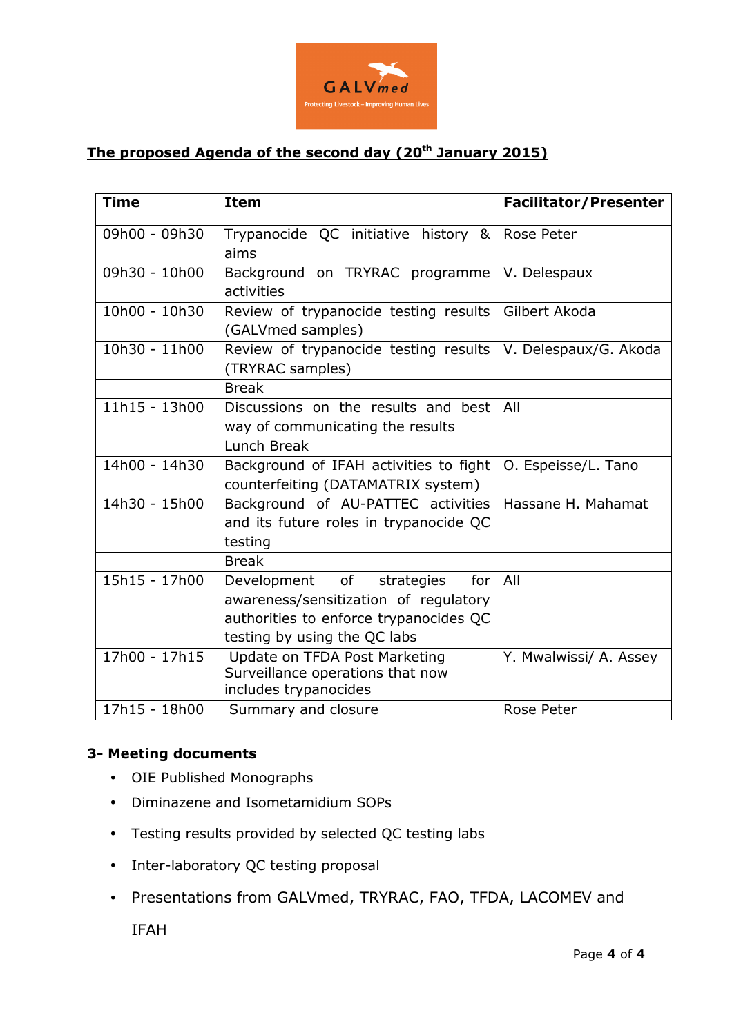## The proposed Agenda of the second day (20th January 2015)

| Time | Item | Facilitator/Presenter |
|---|---|---|
| 09h00 - 09h30 | Trypanocide QC initiative history & aims | Rose Peter |
| 09h30 - 10h00 | Background on TRYRAC programme activities | V. Delespaux |
| 10h00 - 10h30 | Review of trypanocide testing results (GALVmed samples) | Gilbert Akoda |
| 10h30 - 11h00 | Review of trypanocide testing results (TRYRAC samples) | V. Delespaux/G. Akoda |
| | Break | |
| 11h15 - 13h00 | Discussions on the results and best way of communicating the results | All |
| | Lunch Break | |
| 14h00 - 14h30 | Background of IFAH activities to fight counterfeiting (DATAMATRIX system) | O. Espeisse/L. Tano |
| 14h30 - 15h00 | Background of AU-PATTEC activities and its future roles in trypanocide QC testing | Hassane H. Mahamat |
| | Break | |
| 15h15 - 17h00 | Development of strategies for awareness/sensitization of regulatory authorities to enforce trypanocides QC testing by using the QC labs | All |
| 17h00 - 17h15 | Update on TFDA Post Marketing Surveillance operations that now includes trypanocides | Y. Mwalwissi/ A. Assey |
| 17h15 - 18h00 | Summary and closure | Rose Peter |

### 3- Meeting documents

- OIE Published Monographs
- Diminazene and Isometamidium SOPs
- Testing results provided by selected QC testing labs
- Inter-laboratory QC testing proposal
- Presentations from GALVmed, TRYRAC, FAO, TFDA, LACOMEV and IFAH